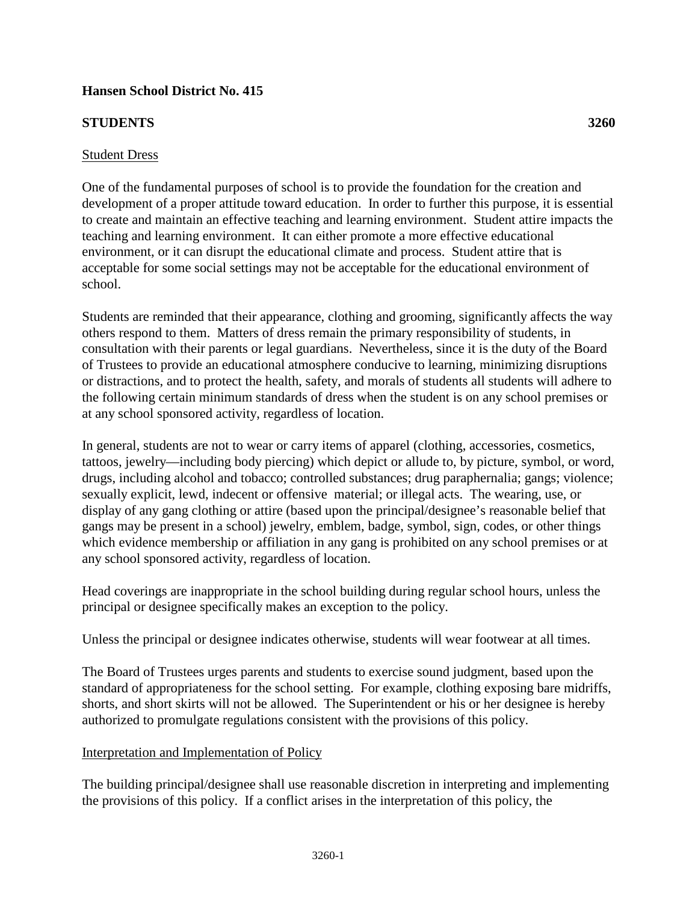**Hansen School District No. 415**

**STUDENTS** **3260**

Student Dress

One of the fundamental purposes of school is to provide the foundation for the creation and development of a proper attitude toward education. In order to further this purpose, it is essential to create and maintain an effective teaching and learning environment. Student attire impacts the teaching and learning environment. It can either promote a more effective educational environment, or it can disrupt the educational climate and process. Student attire that is acceptable for some social settings may not be acceptable for the educational environment of school.

Students are reminded that their appearance, clothing and grooming, significantly affects the way others respond to them. Matters of dress remain the primary responsibility of students, in consultation with their parents or legal guardians. Nevertheless, since it is the duty of the Board of Trustees to provide an educational atmosphere conducive to learning, minimizing disruptions or distractions, and to protect the health, safety, and morals of students all students will adhere to the following certain minimum standards of dress when the student is on any school premises or at any school sponsored activity, regardless of location.

In general, students are not to wear or carry items of apparel (clothing, accessories, cosmetics, tattoos, jewelry—including body piercing) which depict or allude to, by picture, symbol, or word, drugs, including alcohol and tobacco; controlled substances; drug paraphernalia; gangs; violence; sexually explicit, lewd, indecent or offensive material; or illegal acts. The wearing, use, or display of any gang clothing or attire (based upon the principal/designee's reasonable belief that gangs may be present in a school) jewelry, emblem, badge, symbol, sign, codes, or other things which evidence membership or affiliation in any gang is prohibited on any school premises or at any school sponsored activity, regardless of location.

Head coverings are inappropriate in the school building during regular school hours, unless the principal or designee specifically makes an exception to the policy.

Unless the principal or designee indicates otherwise, students will wear footwear at all times.

The Board of Trustees urges parents and students to exercise sound judgment, based upon the standard of appropriateness for the school setting. For example, clothing exposing bare midriffs, shorts, and short skirts will not be allowed. The Superintendent or his or her designee is hereby authorized to promulgate regulations consistent with the provisions of this policy.

Interpretation and Implementation of Policy

The building principal/designee shall use reasonable discretion in interpreting and implementing the provisions of this policy. If a conflict arises in the interpretation of this policy, the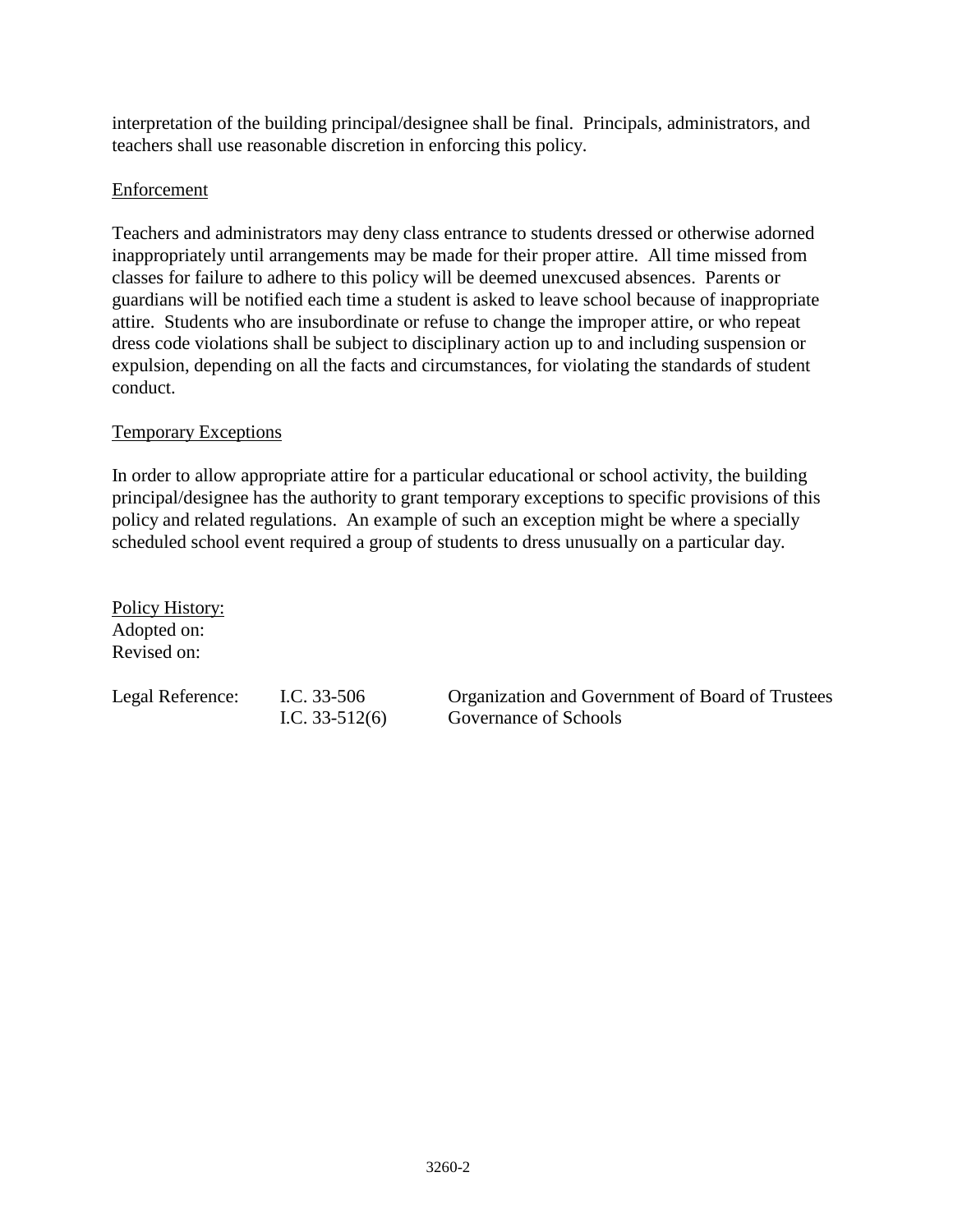interpretation of the building principal/designee shall be final. Principals, administrators, and teachers shall use reasonable discretion in enforcing this policy.

## Enforcement

Teachers and administrators may deny class entrance to students dressed or otherwise adorned inappropriately until arrangements may be made for their proper attire. All time missed from classes for failure to adhere to this policy will be deemed unexcused absences. Parents or guardians will be notified each time a student is asked to leave school because of inappropriate attire. Students who are insubordinate or refuse to change the improper attire, or who repeat dress code violations shall be subject to disciplinary action up to and including suspension or expulsion, depending on all the facts and circumstances, for violating the standards of student conduct.

## Temporary Exceptions

In order to allow appropriate attire for a particular educational or school activity, the building principal/designee has the authority to grant temporary exceptions to specific provisions of this policy and related regulations. An example of such an exception might be where a specially scheduled school event required a group of students to dress unusually on a particular day.

Policy History:
Adopted on:
Revised on:

| | | |
|---|---|---|
| Legal Reference: | I.C. 33-506 | Organization and Government of Board of Trustees |
| | I.C. 33-512(6) | Governance of Schools |